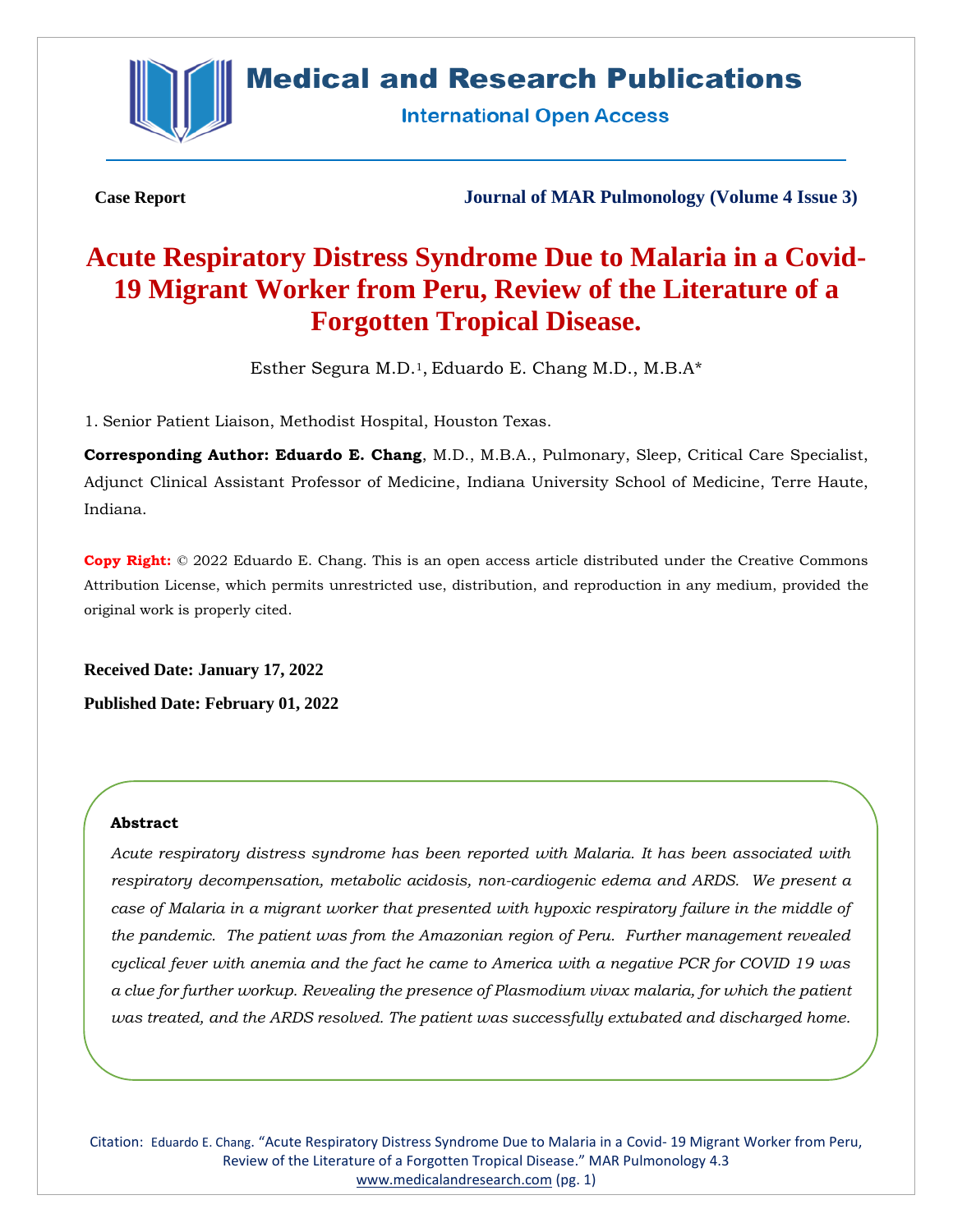**Case Report**

**Journal of MAR Pulmonology (Volume 4 Issue 3)**

# Acute Respiratory Distress Syndrome Due to Malaria in a Covid-19 Migrant Worker from Peru, Review of the Literature of a Forgotten Tropical Disease.

Esther Segura M.D.[1], Eduardo E. Chang M.D., M.B.A*

1. Senior Patient Liaison, Methodist Hospital, Houston Texas.

**Corresponding Author: Eduardo E. Chang**, M.D., M.B.A., Pulmonary, Sleep, Critical Care Specialist, Adjunct Clinical Assistant Professor of Medicine, Indiana University School of Medicine, Terre Haute, Indiana.

**Copy Right:** © 2022 Eduardo E. Chang. This is an open access article distributed under the Creative Commons Attribution License, which permits unrestricted use, distribution, and reproduction in any medium, provided the original work is properly cited.

**Received Date: January 17, 2022**

**Published Date: February 01, 2022**

### Abstract

*Acute respiratory distress syndrome has been reported with Malaria. It has been associated with respiratory decompensation, metabolic acidosis, non-cardiogenic edema and ARDS. We present a case of Malaria in a migrant worker that presented with hypoxic respiratory failure in the middle of the pandemic. The patient was from the Amazonian region of Peru. Further management revealed cyclical fever with anemia and the fact he came to America with a negative PCR for COVID 19 was a clue for further workup. Revealing the presence of Plasmodium vivax malaria, for which the patient was treated, and the ARDS resolved. The patient was successfully extubated and discharged home.*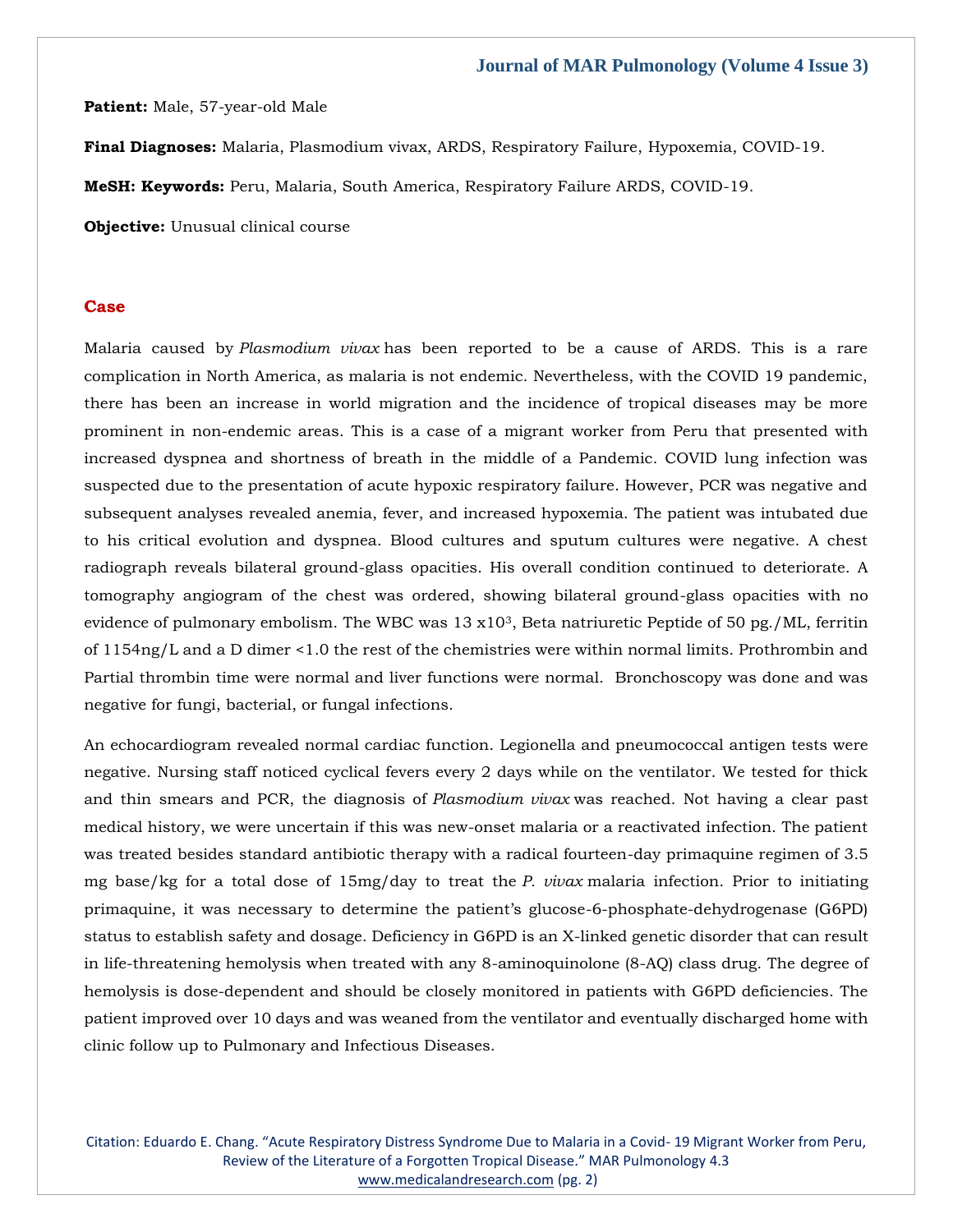**Patient:** Male, 57-year-old Male

**Final Diagnoses:** Malaria, Plasmodium vivax, ARDS, Respiratory Failure, Hypoxemia, COVID-19.

**MeSH: Keywords:** Peru, Malaria, South America, Respiratory Failure ARDS, COVID-19.

**Objective:** Unusual clinical course

## Case

Malaria caused by *Plasmodium vivax* has been reported to be a cause of ARDS. This is a rare complication in North America, as malaria is not endemic. Nevertheless, with the COVID 19 pandemic, there has been an increase in world migration and the incidence of tropical diseases may be more prominent in non-endemic areas. This is a case of a migrant worker from Peru that presented with increased dyspnea and shortness of breath in the middle of a Pandemic. COVID lung infection was suspected due to the presentation of acute hypoxic respiratory failure. However, PCR was negative and subsequent analyses revealed anemia, fever, and increased hypoxemia. The patient was intubated due to his critical evolution and dyspnea. Blood cultures and sputum cultures were negative. A chest radiograph reveals bilateral ground-glass opacities. His overall condition continued to deteriorate. A tomography angiogram of the chest was ordered, showing bilateral ground-glass opacities with no evidence of pulmonary embolism. The WBC was 13 x$10^3$, Beta natriuretic Peptide of 50 pg./ML, ferritin of 1154ng/L and a D dimer <1.0 the rest of the chemistries were within normal limits. Prothrombin and Partial thrombin time were normal and liver functions were normal. Bronchoscopy was done and was negative for fungi, bacterial, or fungal infections.

An echocardiogram revealed normal cardiac function. Legionella and pneumococcal antigen tests were negative. Nursing staff noticed cyclical fevers every 2 days while on the ventilator. We tested for thick and thin smears and PCR, the diagnosis of *Plasmodium vivax* was reached. Not having a clear past medical history, we were uncertain if this was new-onset malaria or a reactivated infection. The patient was treated besides standard antibiotic therapy with a radical fourteen-day primaquine regimen of 3.5 mg base/kg for a total dose of 15mg/day to treat the *P. vivax* malaria infection. Prior to initiating primaquine, it was necessary to determine the patient's glucose-6-phosphate-dehydrogenase (G6PD) status to establish safety and dosage. Deficiency in G6PD is an X-linked genetic disorder that can result in life-threatening hemolysis when treated with any 8-aminoquinolone (8-AQ) class drug. The degree of hemolysis is dose-dependent and should be closely monitored in patients with G6PD deficiencies. The patient improved over 10 days and was weaned from the ventilator and eventually discharged home with clinic follow up to Pulmonary and Infectious Diseases.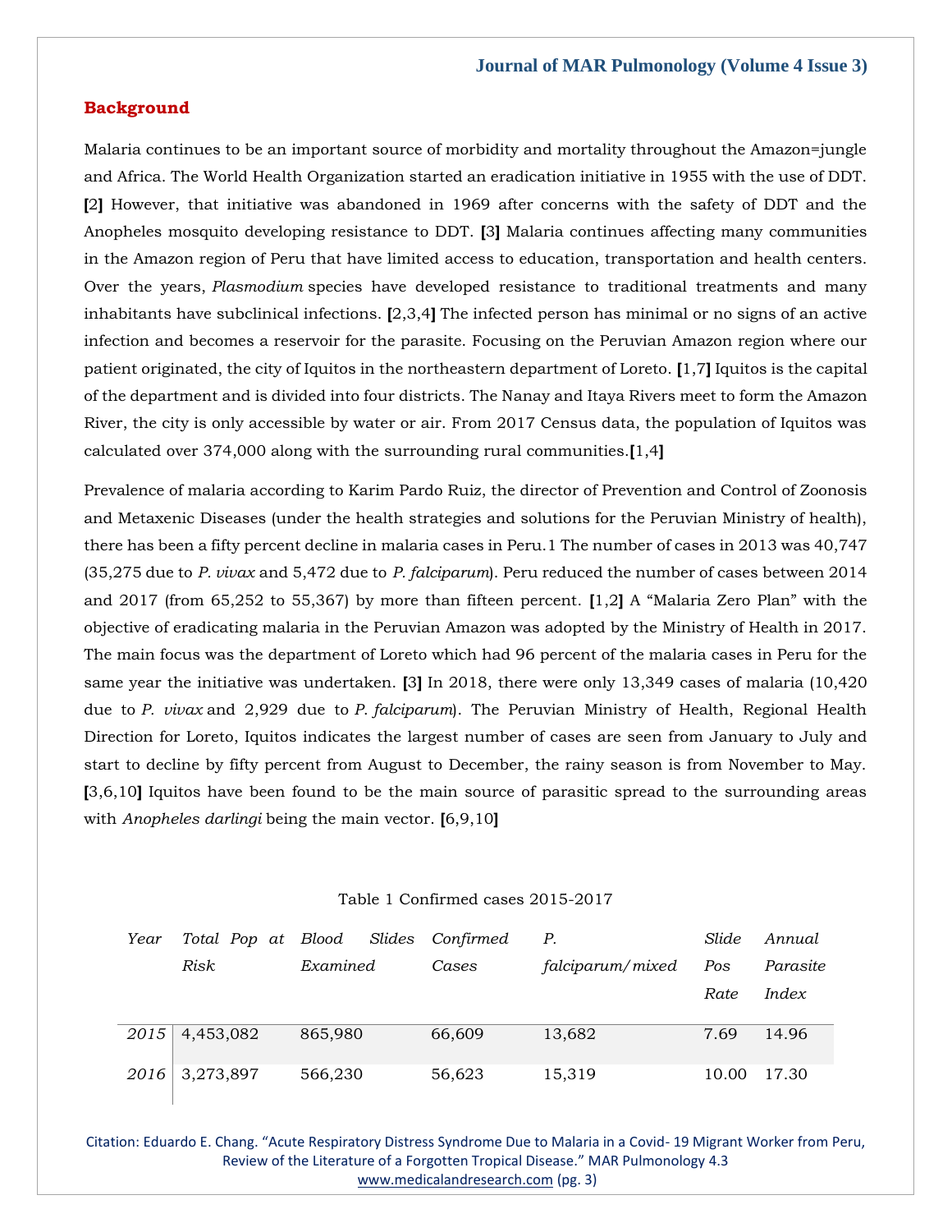## Background

Malaria continues to be an important source of morbidity and mortality throughout the Amazon=jungle and Africa. The World Health Organization started an eradication initiative in 1955 with the use of DDT. [2] However, that initiative was abandoned in 1969 after concerns with the safety of DDT and the Anopheles mosquito developing resistance to DDT. [3] Malaria continues affecting many communities in the Amazon region of Peru that have limited access to education, transportation and health centers. Over the years, *Plasmodium* species have developed resistance to traditional treatments and many inhabitants have subclinical infections. [2,3,4] The infected person has minimal or no signs of an active infection and becomes a reservoir for the parasite. Focusing on the Peruvian Amazon region where our patient originated, the city of Iquitos in the northeastern department of Loreto. [1,7] Iquitos is the capital of the department and is divided into four districts. The Nanay and Itaya Rivers meet to form the Amazon River, the city is only accessible by water or air. From 2017 Census data, the population of Iquitos was calculated over 374,000 along with the surrounding rural communities.[1,4]

Prevalence of malaria according to Karim Pardo Ruiz, the director of Prevention and Control of Zoonosis and Metaxenic Diseases (under the health strategies and solutions for the Peruvian Ministry of health), there has been a fifty percent decline in malaria cases in Peru.1 The number of cases in 2013 was 40,747 (35,275 due to *P. vivax* and 5,472 due to *P. falciparum*). Peru reduced the number of cases between 2014 and 2017 (from 65,252 to 55,367) by more than fifteen percent. [1,2] A "Malaria Zero Plan" with the objective of eradicating malaria in the Peruvian Amazon was adopted by the Ministry of Health in 2017. The main focus was the department of Loreto which had 96 percent of the malaria cases in Peru for the same year the initiative was undertaken. [3] In 2018, there were only 13,349 cases of malaria (10,420 due to *P. vivax* and 2,929 due to *P. falciparum*). The Peruvian Ministry of Health, Regional Health Direction for Loreto, Iquitos indicates the largest number of cases are seen from January to July and start to decline by fifty percent from August to December, the rainy season is from November to May. [3,6,10] Iquitos have been found to be the main source of parasitic spread to the surrounding areas with *Anopheles darlingi* being the main vector. [6,9,10]

Table 1 Confirmed cases 2015-2017

| *Year* | *Total Pop at Risk* | *Blood Slides Examined* | *Confirmed Cases* | *P. falciparum/mixed* | *Slide Pos Rate* | *Annual Parasite Index* |
|---|---|---|---|---|---|---|
| *2015* | 4,453,082 | 865,980 | 66,609 | 13,682 | 7.69 | 14.96 |
| *2016* | 3,273,897 | 566,230 | 56,623 | 15,319 | 10.00 | 17.30 |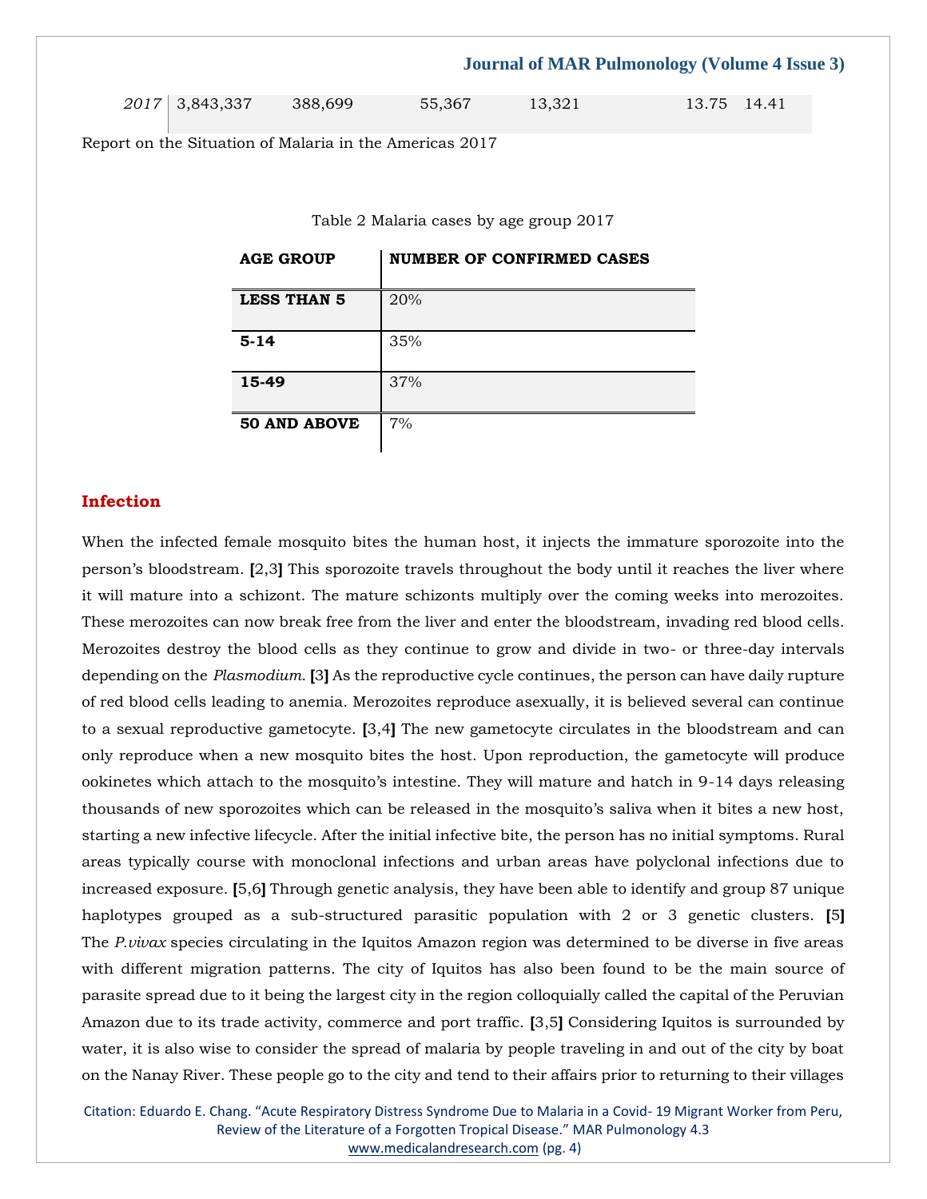| 2017 | 3,843,337 | 388,699 | 55,367 | 13,321 | 13.75 | 14.41 |
|---|---|---|---|---|---|---|

Report on the Situation of Malaria in the Americas 2017

Table 2 Malaria cases by age group 2017

| AGE GROUP | NUMBER OF CONFIRMED CASES |
|---|---|
| **LESS THAN 5** | 20% |
| **5-14** | 35% |
| **15-49** | 37% |
| **50 AND ABOVE** | 7% |

## Infection

When the infected female mosquito bites the human host, it injects the immature sporozoite into the person's bloodstream. [2,3] This sporozoite travels throughout the body until it reaches the liver where it will mature into a schizont. The mature schizonts multiply over the coming weeks into merozoites. These merozoites can now break free from the liver and enter the bloodstream, invading red blood cells. Merozoites destroy the blood cells as they continue to grow and divide in two- or three-day intervals depending on the *Plasmodium*. [3] As the reproductive cycle continues, the person can have daily rupture of red blood cells leading to anemia. Merozoites reproduce asexually, it is believed several can continue to a sexual reproductive gametocyte. [3,4] The new gametocyte circulates in the bloodstream and can only reproduce when a new mosquito bites the host. Upon reproduction, the gametocyte will produce ookinetes which attach to the mosquito's intestine. They will mature and hatch in 9-14 days releasing thousands of new sporozoites which can be released in the mosquito's saliva when it bites a new host, starting a new infective lifecycle. After the initial infective bite, the person has no initial symptoms. Rural areas typically course with monoclonal infections and urban areas have polyclonal infections due to increased exposure. [5,6] Through genetic analysis, they have been able to identify and group 87 unique haplotypes grouped as a sub-structured parasitic population with 2 or 3 genetic clusters. [5] The *P.vivax* species circulating in the Iquitos Amazon region was determined to be diverse in five areas with different migration patterns. The city of Iquitos has also been found to be the main source of parasite spread due to it being the largest city in the region colloquially called the capital of the Peruvian Amazon due to its trade activity, commerce and port traffic. [3,5] Considering Iquitos is surrounded by water, it is also wise to consider the spread of malaria by people traveling in and out of the city by boat on the Nanay River. These people go to the city and tend to their affairs prior to returning to their villages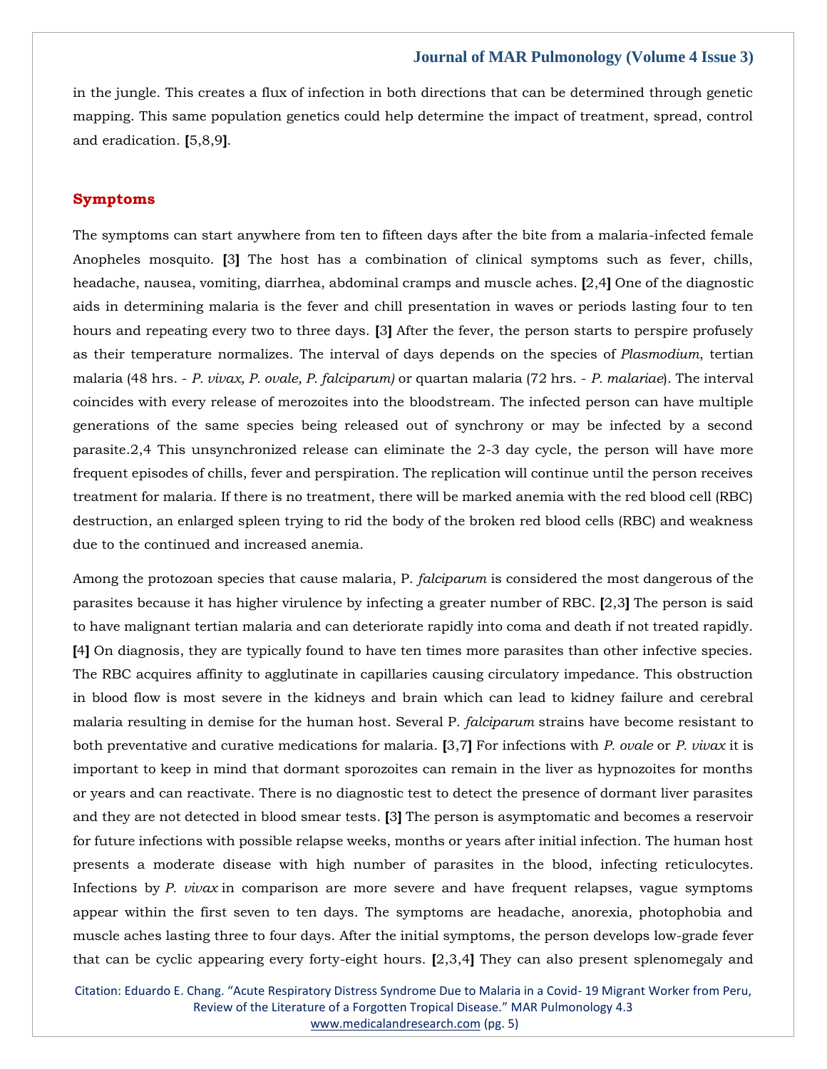in the jungle. This creates a flux of infection in both directions that can be determined through genetic mapping. This same population genetics could help determine the impact of treatment, spread, control and eradication. [5,8,9].

## Symptoms

The symptoms can start anywhere from ten to fifteen days after the bite from a malaria-infected female Anopheles mosquito. [3] The host has a combination of clinical symptoms such as fever, chills, headache, nausea, vomiting, diarrhea, abdominal cramps and muscle aches. [2,4] One of the diagnostic aids in determining malaria is the fever and chill presentation in waves or periods lasting four to ten hours and repeating every two to three days. [3] After the fever, the person starts to perspire profusely as their temperature normalizes. The interval of days depends on the species of *Plasmodium*, tertian malaria (48 hrs. - *P. vivax, P. ovale, P. falciparum)* or quartan malaria (72 hrs. - *P. malariae*). The interval coincides with every release of merozoites into the bloodstream. The infected person can have multiple generations of the same species being released out of synchrony or may be infected by a second parasite.2,4 This unsynchronized release can eliminate the 2-3 day cycle, the person will have more frequent episodes of chills, fever and perspiration. The replication will continue until the person receives treatment for malaria. If there is no treatment, there will be marked anemia with the red blood cell (RBC) destruction, an enlarged spleen trying to rid the body of the broken red blood cells (RBC) and weakness due to the continued and increased anemia.

Among the protozoan species that cause malaria, P. *falciparum* is considered the most dangerous of the parasites because it has higher virulence by infecting a greater number of RBC. [2,3] The person is said to have malignant tertian malaria and can deteriorate rapidly into coma and death if not treated rapidly. [4] On diagnosis, they are typically found to have ten times more parasites than other infective species. The RBC acquires affinity to agglutinate in capillaries causing circulatory impedance. This obstruction in blood flow is most severe in the kidneys and brain which can lead to kidney failure and cerebral malaria resulting in demise for the human host. Several P. *falciparum* strains have become resistant to both preventative and curative medications for malaria. [3,7] For infections with *P. ovale* or *P. vivax* it is important to keep in mind that dormant sporozoites can remain in the liver as hypnozoites for months or years and can reactivate. There is no diagnostic test to detect the presence of dormant liver parasites and they are not detected in blood smear tests. [3] The person is asymptomatic and becomes a reservoir for future infections with possible relapse weeks, months or years after initial infection. The human host presents a moderate disease with high number of parasites in the blood, infecting reticulocytes. Infections by *P. vivax* in comparison are more severe and have frequent relapses, vague symptoms appear within the first seven to ten days. The symptoms are headache, anorexia, photophobia and muscle aches lasting three to four days. After the initial symptoms, the person develops low-grade fever that can be cyclic appearing every forty-eight hours. [2,3,4] They can also present splenomegaly and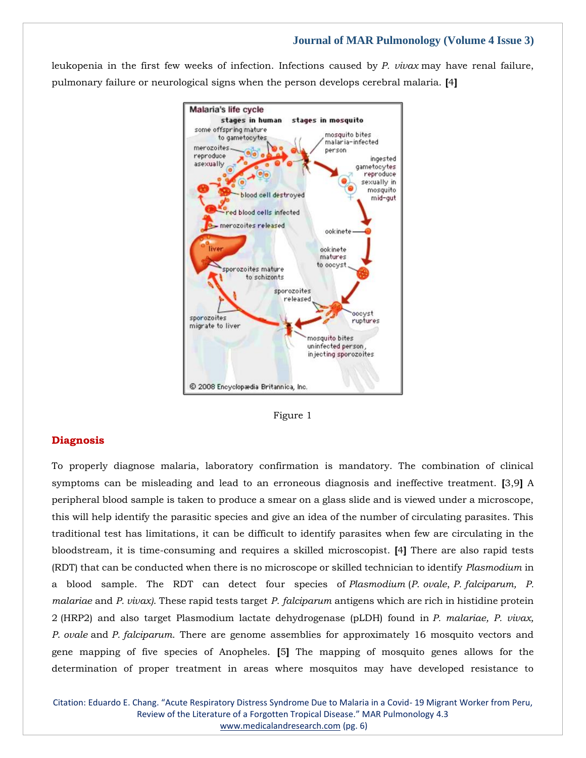leukopenia in the first few weeks of infection. Infections caused by *P. vivax* may have renal failure, pulmonary failure or neurological signs when the person develops cerebral malaria. [4]

Figure 1

## Diagnosis

To properly diagnose malaria, laboratory confirmation is mandatory. The combination of clinical symptoms can be misleading and lead to an erroneous diagnosis and ineffective treatment. [3,9] A peripheral blood sample is taken to produce a smear on a glass slide and is viewed under a microscope, this will help identify the parasitic species and give an idea of the number of circulating parasites. This traditional test has limitations, it can be difficult to identify parasites when few are circulating in the bloodstream, it is time-consuming and requires a skilled microscopist. [4] There are also rapid tests (RDT) that can be conducted when there is no microscope or skilled technician to identify *Plasmodium* in a blood sample. The RDT can detect four species of *Plasmodium* (*P. ovale*, *P. falciparum, P. malariae* and *P. vivax)*. These rapid tests target *P. falciparum* antigens which are rich in histidine protein 2 (HRP2) and also target Plasmodium lactate dehydrogenase (pLDH) found in *P. malariae, P. vivax, P. ovale* and *P. falciparum*. There are genome assemblies for approximately 16 mosquito vectors and gene mapping of five species of Anopheles. [5] The mapping of mosquito genes allows for the determination of proper treatment in areas where mosquitos may have developed resistance to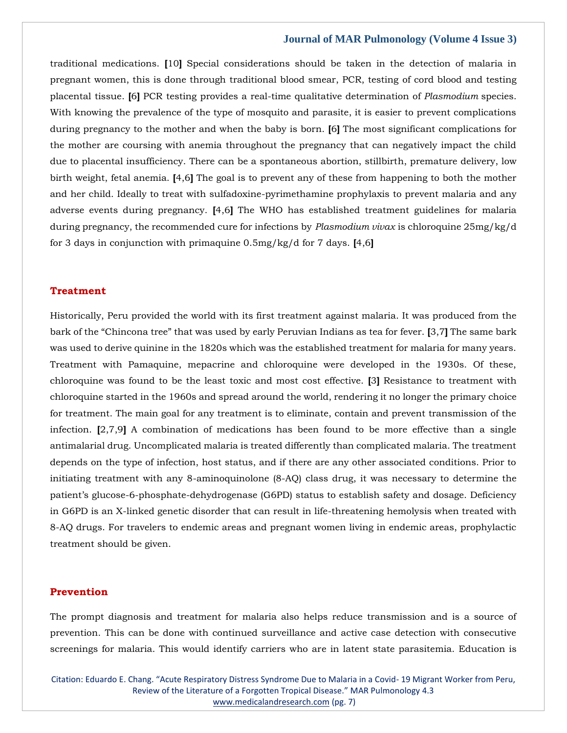traditional medications. [10] Special considerations should be taken in the detection of malaria in pregnant women, this is done through traditional blood smear, PCR, testing of cord blood and testing placental tissue. [6] PCR testing provides a real-time qualitative determination of *Plasmodium* species. With knowing the prevalence of the type of mosquito and parasite, it is easier to prevent complications during pregnancy to the mother and when the baby is born. [6] The most significant complications for the mother are coursing with anemia throughout the pregnancy that can negatively impact the child due to placental insufficiency. There can be a spontaneous abortion, stillbirth, premature delivery, low birth weight, fetal anemia. [4,6] The goal is to prevent any of these from happening to both the mother and her child. Ideally to treat with sulfadoxine-pyrimethamine prophylaxis to prevent malaria and any adverse events during pregnancy. [4,6] The WHO has established treatment guidelines for malaria during pregnancy, the recommended cure for infections by *Plasmodium vivax* is chloroquine 25mg/kg/d for 3 days in conjunction with primaquine 0.5mg/kg/d for 7 days. [4,6]

## Treatment

Historically, Peru provided the world with its first treatment against malaria. It was produced from the bark of the "Chincona tree" that was used by early Peruvian Indians as tea for fever. [3,7] The same bark was used to derive quinine in the 1820s which was the established treatment for malaria for many years. Treatment with Pamaquine, mepacrine and chloroquine were developed in the 1930s. Of these, chloroquine was found to be the least toxic and most cost effective. [3] Resistance to treatment with chloroquine started in the 1960s and spread around the world, rendering it no longer the primary choice for treatment. The main goal for any treatment is to eliminate, contain and prevent transmission of the infection. [2,7,9] A combination of medications has been found to be more effective than a single antimalarial drug. Uncomplicated malaria is treated differently than complicated malaria. The treatment depends on the type of infection, host status, and if there are any other associated conditions. Prior to initiating treatment with any 8-aminoquinolone (8-AQ) class drug, it was necessary to determine the patient's glucose-6-phosphate-dehydrogenase (G6PD) status to establish safety and dosage. Deficiency in G6PD is an X-linked genetic disorder that can result in life-threatening hemolysis when treated with 8-AQ drugs. For travelers to endemic areas and pregnant women living in endemic areas, prophylactic treatment should be given.

## Prevention

The prompt diagnosis and treatment for malaria also helps reduce transmission and is a source of prevention. This can be done with continued surveillance and active case detection with consecutive screenings for malaria. This would identify carriers who are in latent state parasitemia. Education is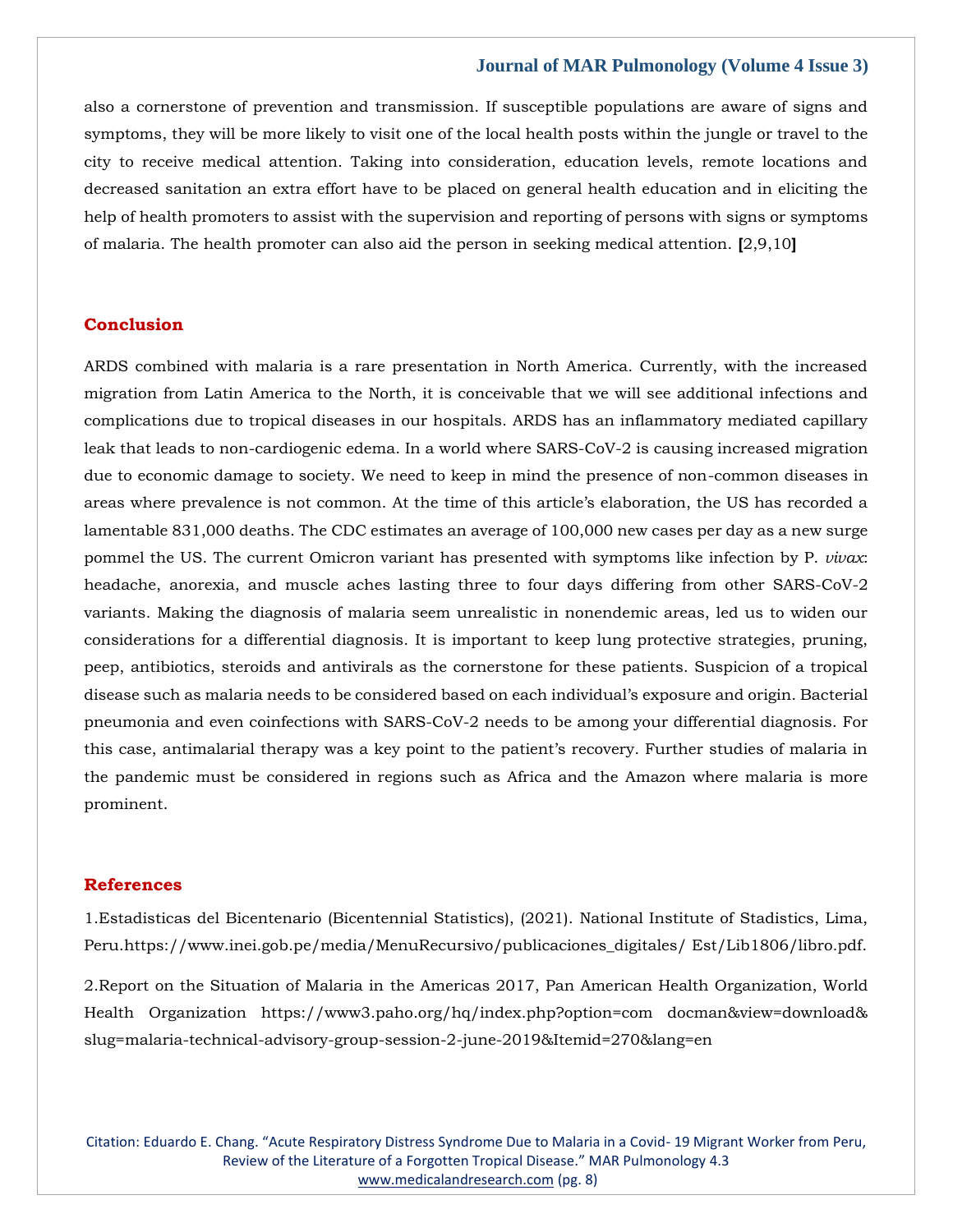also a cornerstone of prevention and transmission. If susceptible populations are aware of signs and symptoms, they will be more likely to visit one of the local health posts within the jungle or travel to the city to receive medical attention. Taking into consideration, education levels, remote locations and decreased sanitation an extra effort have to be placed on general health education and in eliciting the help of health promoters to assist with the supervision and reporting of persons with signs or symptoms of malaria. The health promoter can also aid the person in seeking medical attention. [2,9,10]

## Conclusion

ARDS combined with malaria is a rare presentation in North America. Currently, with the increased migration from Latin America to the North, it is conceivable that we will see additional infections and complications due to tropical diseases in our hospitals. ARDS has an inflammatory mediated capillary leak that leads to non-cardiogenic edema. In a world where SARS-CoV-2 is causing increased migration due to economic damage to society. We need to keep in mind the presence of non-common diseases in areas where prevalence is not common. At the time of this article's elaboration, the US has recorded a lamentable 831,000 deaths. The CDC estimates an average of 100,000 new cases per day as a new surge pommel the US. The current Omicron variant has presented with symptoms like infection by P. *vivax*: headache, anorexia, and muscle aches lasting three to four days differing from other SARS-CoV-2 variants. Making the diagnosis of malaria seem unrealistic in nonendemic areas, led us to widen our considerations for a differential diagnosis. It is important to keep lung protective strategies, pruning, peep, antibiotics, steroids and antivirals as the cornerstone for these patients. Suspicion of a tropical disease such as malaria needs to be considered based on each individual's exposure and origin. Bacterial pneumonia and even coinfections with SARS-CoV-2 needs to be among your differential diagnosis. For this case, antimalarial therapy was a key point to the patient's recovery. Further studies of malaria in the pandemic must be considered in regions such as Africa and the Amazon where malaria is more prominent.

## References

1. Estadisticas del Bicentenario (Bicentennial Statistics), (2021). National Institute of Stadistics, Lima, Peru.https://www.inei.gob.pe/media/MenuRecursivo/publicaciones_digitales/ Est/Lib1806/libro.pdf.

2. Report on the Situation of Malaria in the Americas 2017, Pan American Health Organization, World Health Organization https://www3.paho.org/hq/index.php?option=com docman&view=download&slug=malaria-technical-advisory-group-session-2-june-2019&Itemid=270&lang=en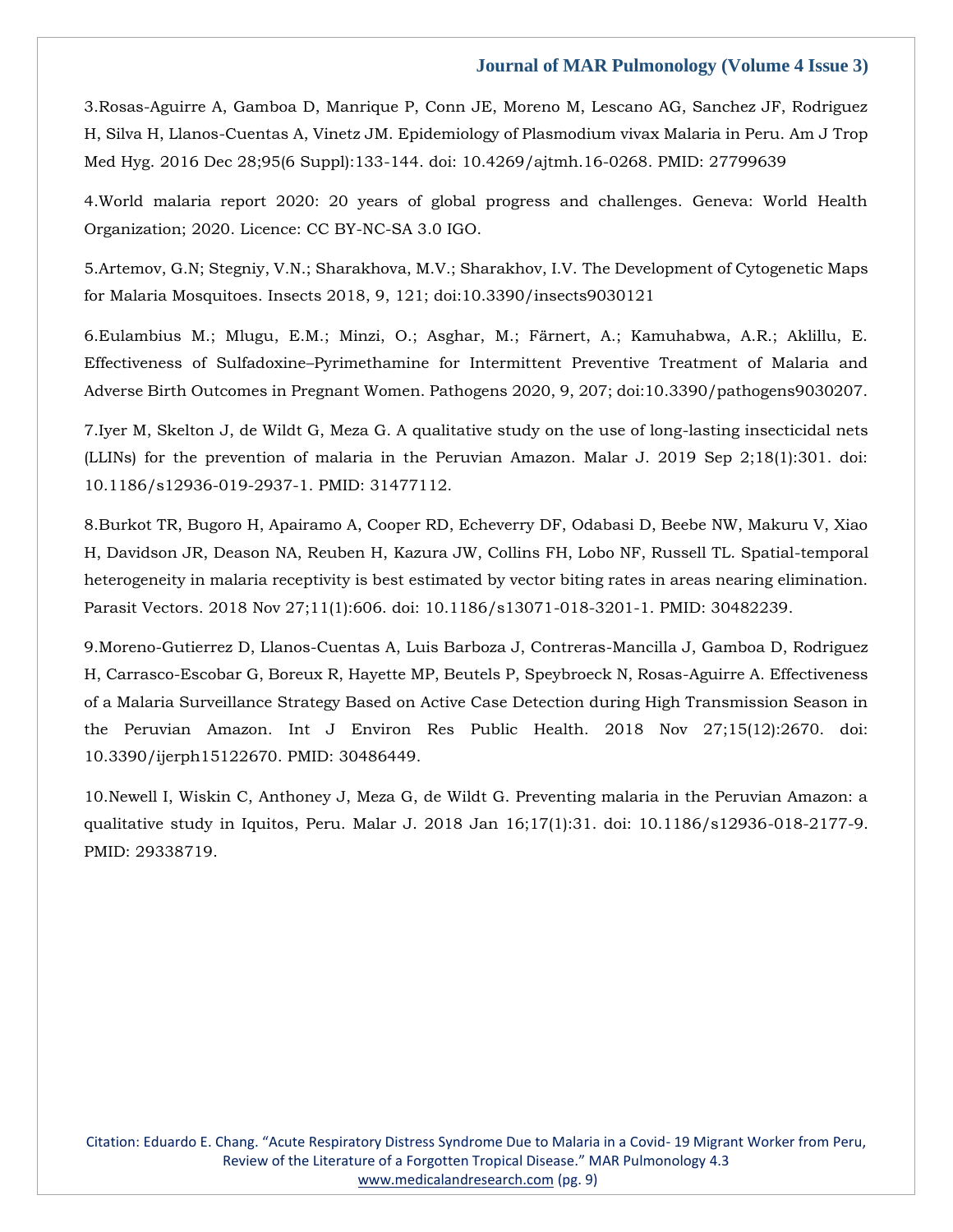3.Rosas-Aguirre A, Gamboa D, Manrique P, Conn JE, Moreno M, Lescano AG, Sanchez JF, Rodriguez H, Silva H, Llanos-Cuentas A, Vinetz JM. Epidemiology of Plasmodium vivax Malaria in Peru. Am J Trop Med Hyg. 2016 Dec 28;95(6 Suppl):133-144. doi: 10.4269/ajtmh.16-0268. PMID: 27799639

4.World malaria report 2020: 20 years of global progress and challenges. Geneva: World Health Organization; 2020. Licence: CC BY-NC-SA 3.0 IGO.

5.Artemov, G.N; Stegniy, V.N.; Sharakhova, M.V.; Sharakhov, I.V. The Development of Cytogenetic Maps for Malaria Mosquitoes. Insects 2018, 9, 121; doi:10.3390/insects9030121

6.Eulambius M.; Mlugu, E.M.; Minzi, O.; Asghar, M.; Färnert, A.; Kamuhabwa, A.R.; Aklillu, E. Effectiveness of Sulfadoxine–Pyrimethamine for Intermittent Preventive Treatment of Malaria and Adverse Birth Outcomes in Pregnant Women. Pathogens 2020, 9, 207; doi:10.3390/pathogens9030207.

7.Iyer M, Skelton J, de Wildt G, Meza G. A qualitative study on the use of long-lasting insecticidal nets (LLINs) for the prevention of malaria in the Peruvian Amazon. Malar J. 2019 Sep 2;18(1):301. doi: 10.1186/s12936-019-2937-1. PMID: 31477112.

8.Burkot TR, Bugoro H, Apairamo A, Cooper RD, Echeverry DF, Odabasi D, Beebe NW, Makuru V, Xiao H, Davidson JR, Deason NA, Reuben H, Kazura JW, Collins FH, Lobo NF, Russell TL. Spatial-temporal heterogeneity in malaria receptivity is best estimated by vector biting rates in areas nearing elimination. Parasit Vectors. 2018 Nov 27;11(1):606. doi: 10.1186/s13071-018-3201-1. PMID: 30482239.

9.Moreno-Gutierrez D, Llanos-Cuentas A, Luis Barboza J, Contreras-Mancilla J, Gamboa D, Rodriguez H, Carrasco-Escobar G, Boreux R, Hayette MP, Beutels P, Speybroeck N, Rosas-Aguirre A. Effectiveness of a Malaria Surveillance Strategy Based on Active Case Detection during High Transmission Season in the Peruvian Amazon. Int J Environ Res Public Health. 2018 Nov 27;15(12):2670. doi: 10.3390/ijerph15122670. PMID: 30486449.

10.Newell I, Wiskin C, Anthoney J, Meza G, de Wildt G. Preventing malaria in the Peruvian Amazon: a qualitative study in Iquitos, Peru. Malar J. 2018 Jan 16;17(1):31. doi: 10.1186/s12936-018-2177-9. PMID: 29338719.